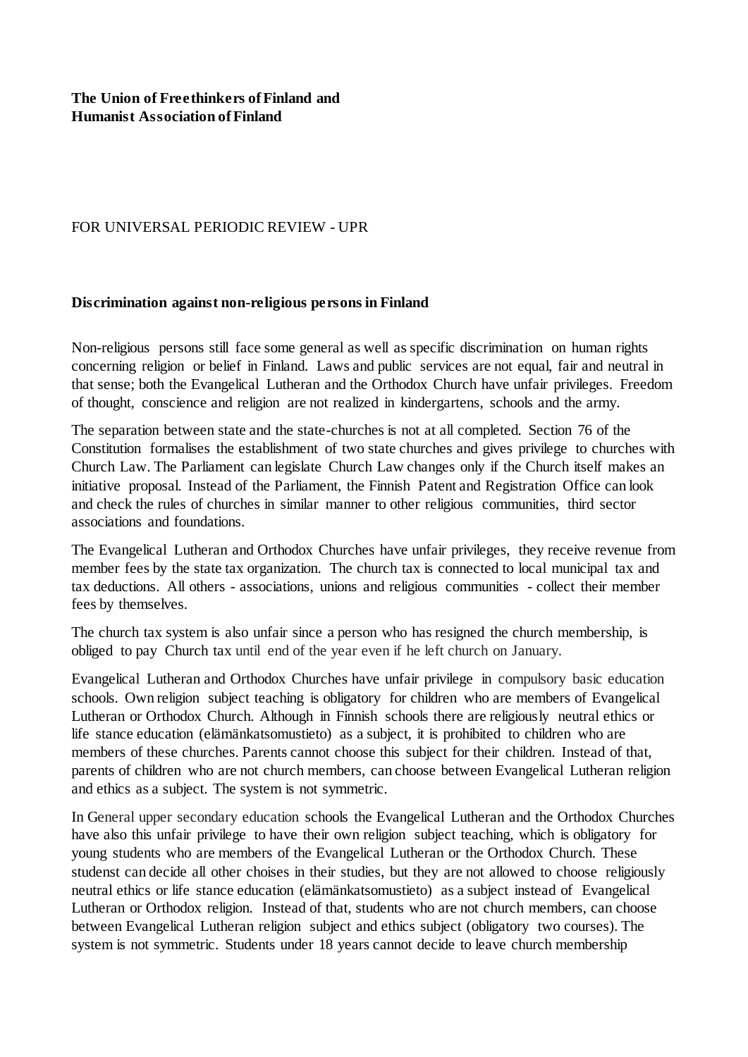**The Union of Freethinkers of Finland and**
**Humanist Association of Finland**

FOR UNIVERSAL PERIODIC REVIEW - UPR

**Discrimination against non-religious persons in Finland**

Non-religious persons still face some general as well as specific discrimination on human rights concerning religion or belief in Finland. Laws and public services are not equal, fair and neutral in that sense; both the Evangelical Lutheran and the Orthodox Church have unfair privileges. Freedom of thought, conscience and religion are not realized in kindergartens, schools and the army.

The separation between state and the state-churches is not at all completed. Section 76 of the Constitution formalises the establishment of two state churches and gives privilege to churches with Church Law. The Parliament can legislate Church Law changes only if the Church itself makes an initiative proposal. Instead of the Parliament, the Finnish Patent and Registration Office can look and check the rules of churches in similar manner to other religious communities, third sector associations and foundations.

The Evangelical Lutheran and Orthodox Churches have unfair privileges, they receive revenue from member fees by the state tax organization. The church tax is connected to local municipal tax and tax deductions. All others - associations, unions and religious communities - collect their member fees by themselves.

The church tax system is also unfair since a person who has resigned the church membership, is obliged to pay Church tax until end of the year even if he left church on January.

Evangelical Lutheran and Orthodox Churches have unfair privilege in compulsory basic education schools. Own religion subject teaching is obligatory for children who are members of Evangelical Lutheran or Orthodox Church. Although in Finnish schools there are religiously neutral ethics or life stance education (elämänkatsomustieto) as a subject, it is prohibited to children who are members of these churches. Parents cannot choose this subject for their children. Instead of that, parents of children who are not church members, can choose between Evangelical Lutheran religion and ethics as a subject. The system is not symmetric.

In General upper secondary education schools the Evangelical Lutheran and the Orthodox Churches have also this unfair privilege to have their own religion subject teaching, which is obligatory for young students who are members of the Evangelical Lutheran or the Orthodox Church. These studenst can decide all other choises in their studies, but they are not allowed to choose religiously neutral ethics or life stance education (elämänkatsomustieto) as a subject instead of Evangelical Lutheran or Orthodox religion. Instead of that, students who are not church members, can choose between Evangelical Lutheran religion subject and ethics subject (obligatory two courses). The system is not symmetric. Students under 18 years cannot decide to leave church membership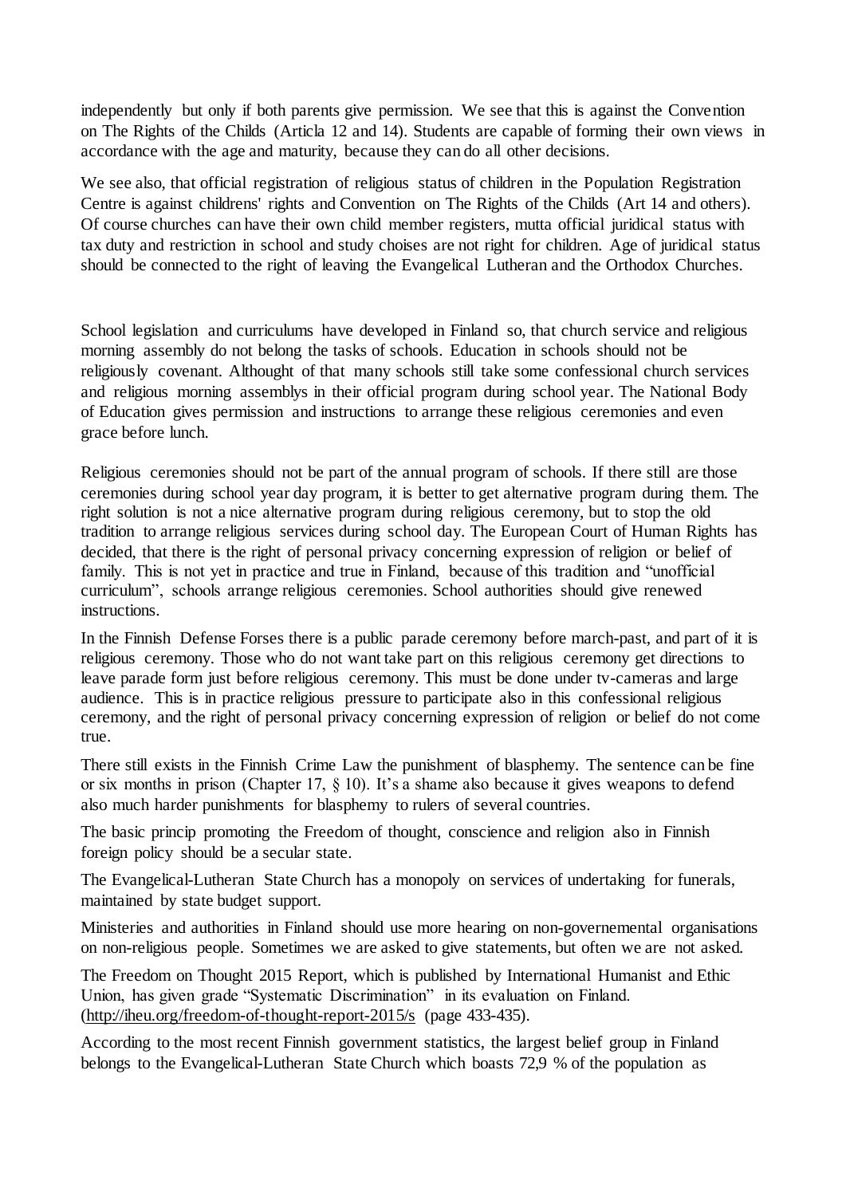independently but only if both parents give permission. We see that this is against the Convention on The Rights of the Childs (Articla 12 and 14). Students are capable of forming their own views in accordance with the age and maturity, because they can do all other decisions.

We see also, that official registration of religious status of children in the Population Registration Centre is against childrens' rights and Convention on The Rights of the Childs (Art 14 and others). Of course churches can have their own child member registers, mutta official juridical status with tax duty and restriction in school and study choises are not right for children. Age of juridical status should be connected to the right of leaving the Evangelical Lutheran and the Orthodox Churches.

School legislation and curriculums have developed in Finland so, that church service and religious morning assembly do not belong the tasks of schools. Education in schools should not be religiously covenant. Althought of that many schools still take some confessional church services and religious morning assemblys in their official program during school year. The National Body of Education gives permission and instructions to arrange these religious ceremonies and even grace before lunch.

Religious ceremonies should not be part of the annual program of schools. If there still are those ceremonies during school year day program, it is better to get alternative program during them. The right solution is not a nice alternative program during religious ceremony, but to stop the old tradition to arrange religious services during school day. The European Court of Human Rights has decided, that there is the right of personal privacy concerning expression of religion or belief of family. This is not yet in practice and true in Finland, because of this tradition and "unofficial curriculum", schools arrange religious ceremonies. School authorities should give renewed instructions.

In the Finnish Defense Forses there is a public parade ceremony before march-past, and part of it is religious ceremony. Those who do not want take part on this religious ceremony get directions to leave parade form just before religious ceremony. This must be done under tv-cameras and large audience. This is in practice religious pressure to participate also in this confessional religious ceremony, and the right of personal privacy concerning expression of religion or belief do not come true.

There still exists in the Finnish Crime Law the punishment of blasphemy. The sentence can be fine or six months in prison (Chapter 17, § 10). It's a shame also because it gives weapons to defend also much harder punishments for blasphemy to rulers of several countries.

The basic princip promoting the Freedom of thought, conscience and religion also in Finnish foreign policy should be a secular state.

The Evangelical-Lutheran State Church has a monopoly on services of undertaking for funerals, maintained by state budget support.

Ministeries and authorities in Finland should use more hearing on non-governemental organisations on non-religious people. Sometimes we are asked to give statements, but often we are not asked.

The Freedom on Thought 2015 Report, which is published by International Humanist and Ethic Union, has given grade "Systematic Discrimination" in its evaluation on Finland. (http://iheu.org/freedom-of-thought-report-2015/s (page 433-435).

According to the most recent Finnish government statistics, the largest belief group in Finland belongs to the Evangelical-Lutheran State Church which boasts 72,9 % of the population as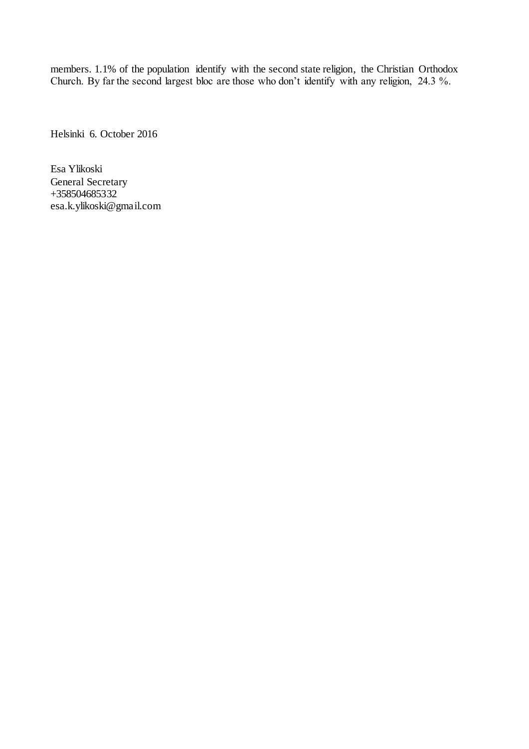members. 1.1% of the population identify with the second state religion, the Christian Orthodox Church. By far the second largest bloc are those who don't identify with any religion, 24.3 %.

Helsinki 6. October 2016

Esa Ylikoski
General Secretary
+358504685332
esa.k.ylikoski@gmail.com